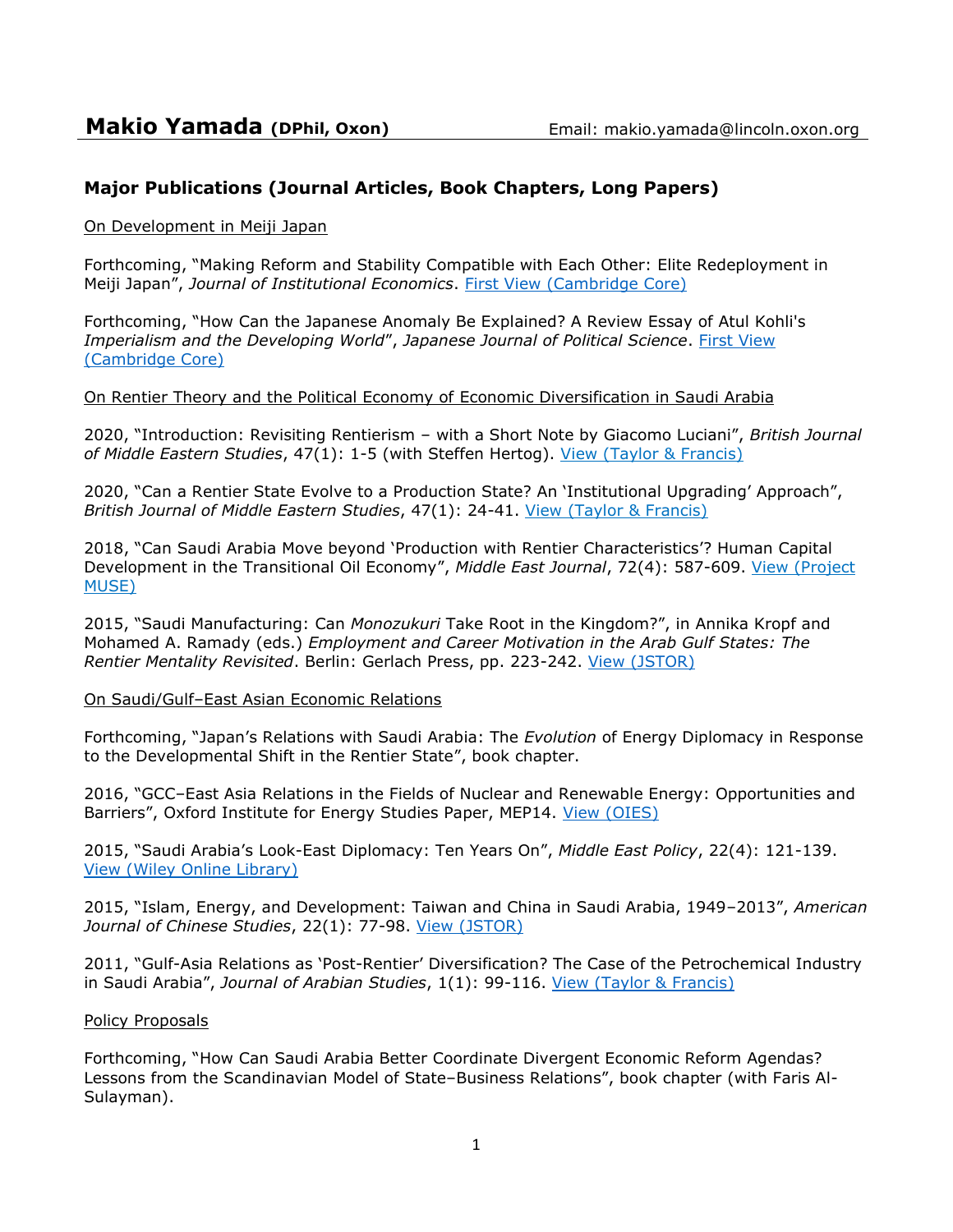# Makio Yamada (DPhil, Oxon)

Email: makio.yamada@lincoln.oxon.org

## Major Publications (Journal Articles, Book Chapters, Long Papers)

### On Development in Meiji Japan

Forthcoming, "Making Reform and Stability Compatible with Each Other: Elite Redeployment in Meiji Japan", *Journal of Institutional Economics*. First View (Cambridge Core)

Forthcoming, "How Can the Japanese Anomaly Be Explained? A Review Essay of Atul Kohli's *Imperialism and the Developing World*", *Japanese Journal of Political Science*. First View (Cambridge Core)

### On Rentier Theory and the Political Economy of Economic Diversification in Saudi Arabia

2020, "Introduction: Revisiting Rentierism – with a Short Note by Giacomo Luciani", *British Journal of Middle Eastern Studies*, 47(1): 1-5 (with Steffen Hertog). View (Taylor & Francis)

2020, "Can a Rentier State Evolve to a Production State? An 'Institutional Upgrading' Approach", *British Journal of Middle Eastern Studies*, 47(1): 24-41. View (Taylor & Francis)

2018, "Can Saudi Arabia Move beyond 'Production with Rentier Characteristics'? Human Capital Development in the Transitional Oil Economy", *Middle East Journal*, 72(4): 587-609. View (Project MUSE)

2015, "Saudi Manufacturing: Can *Monozukuri* Take Root in the Kingdom?", in Annika Kropf and Mohamed A. Ramady (eds.) *Employment and Career Motivation in the Arab Gulf States: The Rentier Mentality Revisited*. Berlin: Gerlach Press, pp. 223-242. View (JSTOR)

### On Saudi/Gulf–East Asian Economic Relations

Forthcoming, "Japan's Relations with Saudi Arabia: The *Evolution* of Energy Diplomacy in Response to the Developmental Shift in the Rentier State", book chapter.

2016, "GCC–East Asia Relations in the Fields of Nuclear and Renewable Energy: Opportunities and Barriers", Oxford Institute for Energy Studies Paper, MEP14. View (OIES)

2015, "Saudi Arabia's Look-East Diplomacy: Ten Years On", *Middle East Policy*, 22(4): 121-139. View (Wiley Online Library)

2015, "Islam, Energy, and Development: Taiwan and China in Saudi Arabia, 1949–2013", *American Journal of Chinese Studies*, 22(1): 77-98. View (JSTOR)

2011, "Gulf-Asia Relations as 'Post-Rentier' Diversification? The Case of the Petrochemical Industry in Saudi Arabia", *Journal of Arabian Studies*, 1(1): 99-116. View (Taylor & Francis)

### Policy Proposals

Forthcoming, "How Can Saudi Arabia Better Coordinate Divergent Economic Reform Agendas? Lessons from the Scandinavian Model of State–Business Relations", book chapter (with Faris Al-Sulayman).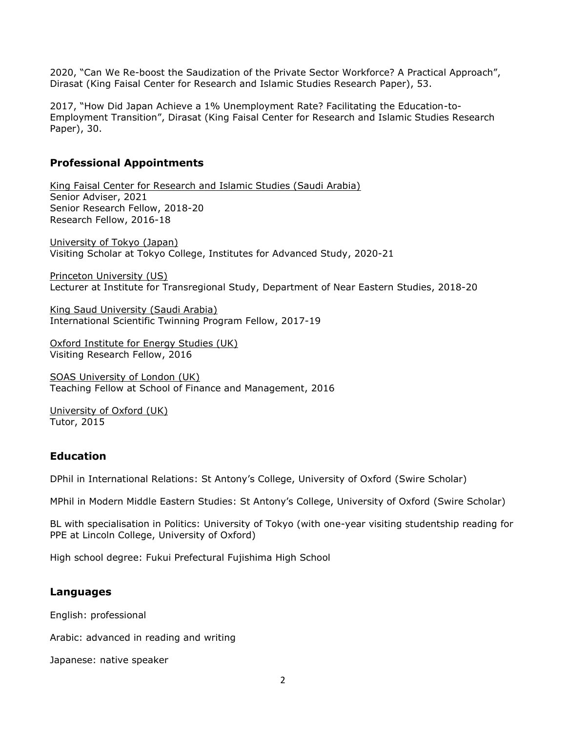2020, “Can We Re-boost the Saudization of the Private Sector Workforce? A Practical Approach”, Dirasat (King Faisal Center for Research and Islamic Studies Research Paper), 53.

2017, “How Did Japan Achieve a 1% Unemployment Rate? Facilitating the Education-to-Employment Transition”, Dirasat (King Faisal Center for Research and Islamic Studies Research Paper), 30.

## Professional Appointments

<u>King Faisal Center for Research and Islamic Studies (Saudi Arabia)</u>
Senior Adviser, 2021
Senior Research Fellow, 2018-20
Research Fellow, 2016-18

<u>University of Tokyo (Japan)</u>
Visiting Scholar at Tokyo College, Institutes for Advanced Study, 2020-21

<u>Princeton University (US)</u>
Lecturer at Institute for Transregional Study, Department of Near Eastern Studies, 2018-20

<u>King Saud University (Saudi Arabia)</u>
International Scientific Twinning Program Fellow, 2017-19

<u>Oxford Institute for Energy Studies (UK)</u>
Visiting Research Fellow, 2016

<u>SOAS University of London (UK)</u>
Teaching Fellow at School of Finance and Management, 2016

<u>University of Oxford (UK)</u>
Tutor, 2015

## Education

DPhil in International Relations: St Antony’s College, University of Oxford (Swire Scholar)

MPhil in Modern Middle Eastern Studies: St Antony’s College, University of Oxford (Swire Scholar)

BL with specialisation in Politics: University of Tokyo (with one-year visiting studentship reading for PPE at Lincoln College, University of Oxford)

High school degree: Fukui Prefectural Fujishima High School

## Languages

English: professional

Arabic: advanced in reading and writing

Japanese: native speaker